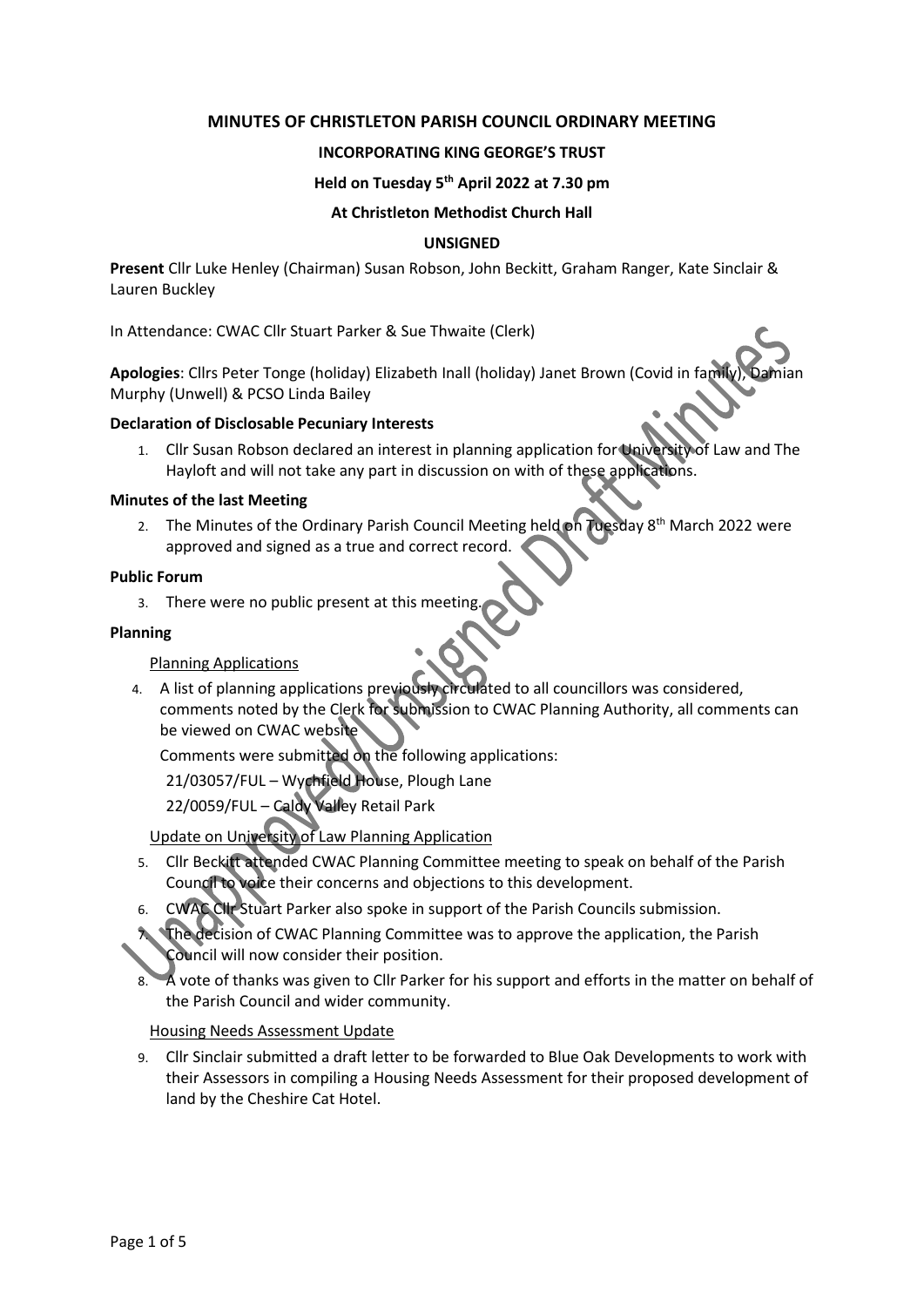# MINUTES OF CHRISTLETON PARISH COUNCIL ORDINARY MEETING

## INCORPORATING KING GEORGE'S TRUST

### Held on Tuesday 5th April 2022 at 7.30 pm

### At Christleton Methodist Church Hall

### UNSIGNED

**Present** Cllr Luke Henley (Chairman) Susan Robson, John Beckitt, Graham Ranger, Kate Sinclair & Lauren Buckley

In Attendance: CWAC Cllr Stuart Parker & Sue Thwaite (Clerk)

**Apologies**: Cllrs Peter Tonge (holiday) Elizabeth Inall (holiday) Janet Brown (Covid in family), Damian Murphy (Unwell) & PCSO Linda Bailey

**Declaration of Disclosable Pecuniary Interests**

1. Cllr Susan Robson declared an interest in planning application for University of Law and The Hayloft and will not take any part in discussion on with of these applications.

**Minutes of the last Meeting**

2. The Minutes of the Ordinary Parish Council Meeting held on Tuesday 8th March 2022 were approved and signed as a true and correct record.

**Public Forum**

3. There were no public present at this meeting.

**Planning**

Planning Applications

4. A list of planning applications previously circulated to all councillors was considered, comments noted by the Clerk for submission to CWAC Planning Authority, all comments can be viewed on CWAC website

   Comments were submitted on the following applications:

   21/03057/FUL – Wychfield House, Plough Lane

   22/0059/FUL – Caldy Valley Retail Park

Update on University of Law Planning Application

5. Cllr Beckitt attended CWAC Planning Committee meeting to speak on behalf of the Parish Council to voice their concerns and objections to this development.
6. CWAC Cllr Stuart Parker also spoke in support of the Parish Councils submission.
7. The decision of CWAC Planning Committee was to approve the application, the Parish Council will now consider their position.
8. A vote of thanks was given to Cllr Parker for his support and efforts in the matter on behalf of the Parish Council and wider community.

Housing Needs Assessment Update

9. Cllr Sinclair submitted a draft letter to be forwarded to Blue Oak Developments to work with their Assessors in compiling a Housing Needs Assessment for their proposed development of land by the Cheshire Cat Hotel.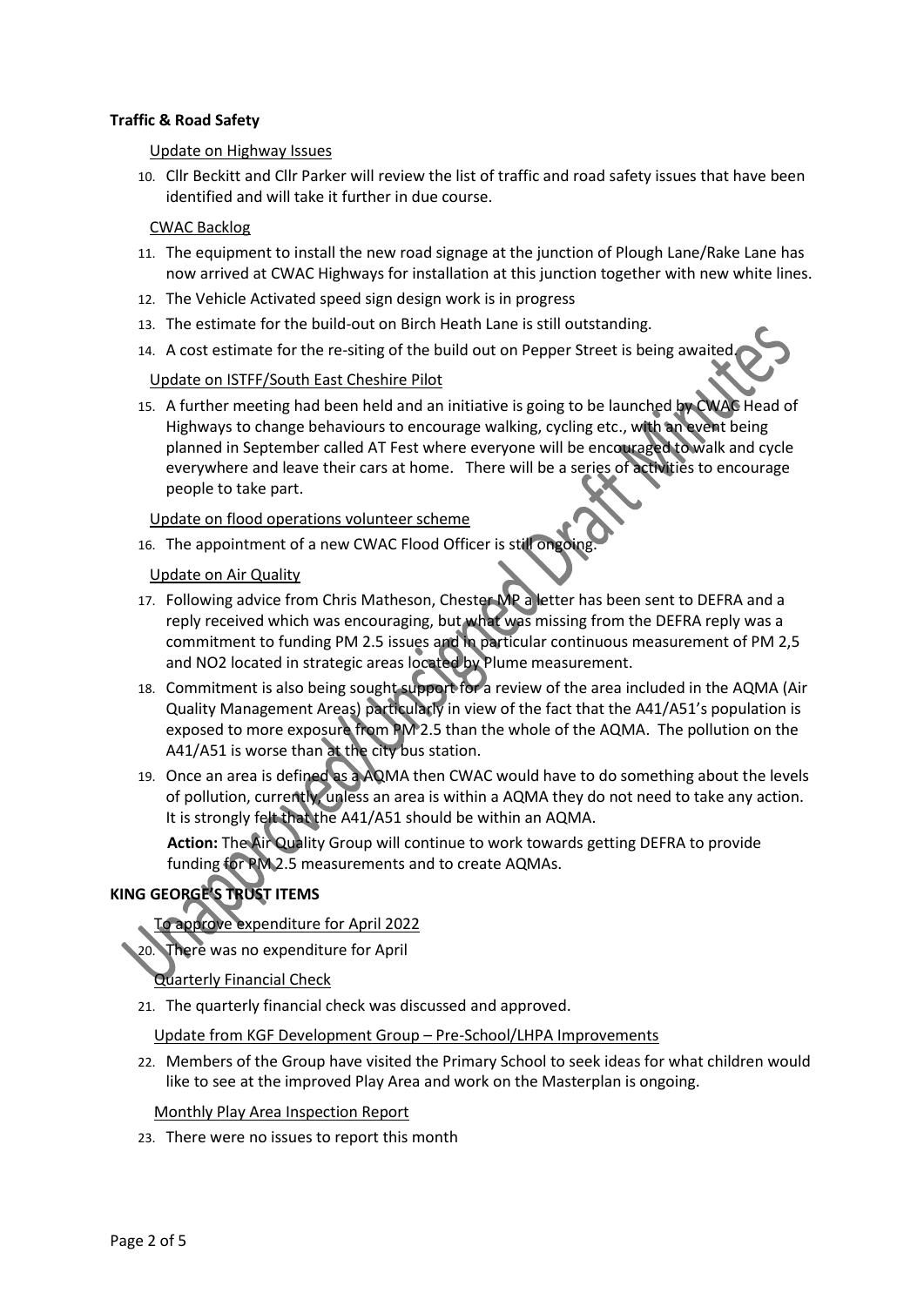**Traffic & Road Safety**

Update on Highway Issues

10. Cllr Beckitt and Cllr Parker will review the list of traffic and road safety issues that have been identified and will take it further in due course.

CWAC Backlog

11. The equipment to install the new road signage at the junction of Plough Lane/Rake Lane has now arrived at CWAC Highways for installation at this junction together with new white lines.
12. The Vehicle Activated speed sign design work is in progress
13. The estimate for the build-out on Birch Heath Lane is still outstanding.
14. A cost estimate for the re-siting of the build out on Pepper Street is being awaited.

Update on ISTFF/South East Cheshire Pilot

15. A further meeting had been held and an initiative is going to be launched by CWAC Head of Highways to change behaviours to encourage walking, cycling etc., with an event being planned in September called AT Fest where everyone will be encouraged to walk and cycle everywhere and leave their cars at home. There will be a series of activities to encourage people to take part.

Update on flood operations volunteer scheme

16. The appointment of a new CWAC Flood Officer is still ongoing.

Update on Air Quality

17. Following advice from Chris Matheson, Chester MP a letter has been sent to DEFRA and a reply received which was encouraging, but what was missing from the DEFRA reply was a commitment to funding PM 2.5 issues and in particular continuous measurement of PM 2,5 and NO2 located in strategic areas located by Plume measurement.
18. Commitment is also being sought support for a review of the area included in the AQMA (Air Quality Management Areas) particularly in view of the fact that the A41/A51's population is exposed to more exposure from PM 2.5 than the whole of the AQMA. The pollution on the A41/A51 is worse than at the city bus station.
19. Once an area is defined as a AQMA then CWAC would have to do something about the levels of pollution, currently, unless an area is within a AQMA they do not need to take any action. It is strongly felt that the A41/A51 should be within an AQMA.

    **Action:** The Air Quality Group will continue to work towards getting DEFRA to provide funding for PM 2.5 measurements and to create AQMAs.

**KING GEORGE'S TRUST ITEMS**

To approve expenditure for April 2022

20. There was no expenditure for April

Quarterly Financial Check

21. The quarterly financial check was discussed and approved.

Update from KGF Development Group – Pre-School/LHPA Improvements

22. Members of the Group have visited the Primary School to seek ideas for what children would like to see at the improved Play Area and work on the Masterplan is ongoing.

Monthly Play Area Inspection Report

23. There were no issues to report this month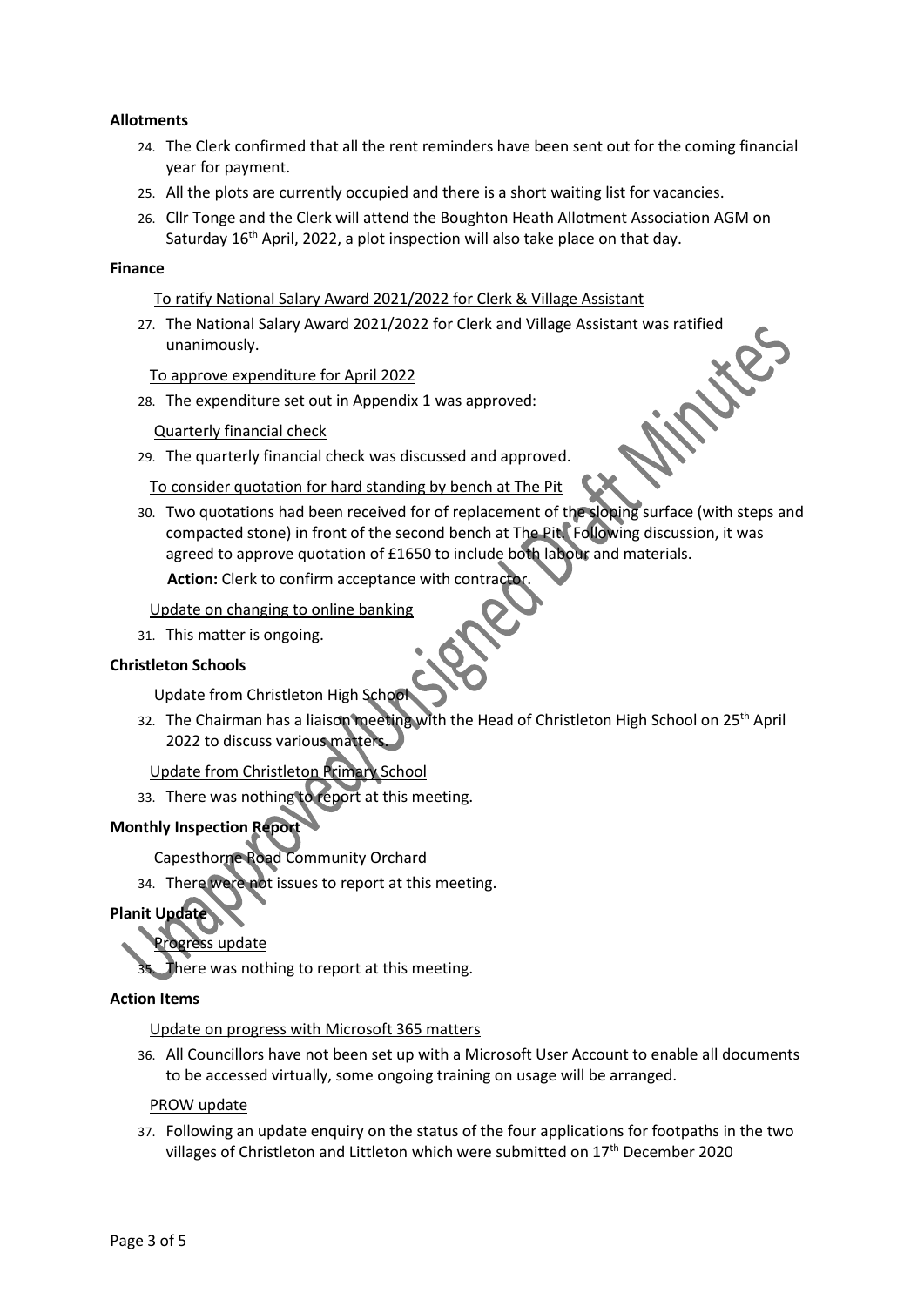**Allotments**

24. The Clerk confirmed that all the rent reminders have been sent out for the coming financial year for payment.
25. All the plots are currently occupied and there is a short waiting list for vacancies.
26. Cllr Tonge and the Clerk will attend the Boughton Heath Allotment Association AGM on Saturday 16th April, 2022, a plot inspection will also take place on that day.

**Finance**

To ratify National Salary Award 2021/2022 for Clerk & Village Assistant

27. The National Salary Award 2021/2022 for Clerk and Village Assistant was ratified unanimously.

To approve expenditure for April 2022

28. The expenditure set out in Appendix 1 was approved:

Quarterly financial check

29. The quarterly financial check was discussed and approved.

To consider quotation for hard standing by bench at The Pit

30. Two quotations had been received for of replacement of the sloping surface (with steps and compacted stone) in front of the second bench at The Pit. Following discussion, it was agreed to approve quotation of £1650 to include both labour and materials.

    **Action:** Clerk to confirm acceptance with contractor.

Update on changing to online banking

31. This matter is ongoing.

**Christleton Schools**

Update from Christleton High School

32. The Chairman has a liaison meeting with the Head of Christleton High School on 25th April 2022 to discuss various matters.

Update from Christleton Primary School

33. There was nothing to report at this meeting.

**Monthly Inspection Report**

Capesthorne Road Community Orchard

34. There were not issues to report at this meeting.

**Planit Update**

Progress update

35. There was nothing to report at this meeting.

**Action Items**

Update on progress with Microsoft 365 matters

36. All Councillors have not been set up with a Microsoft User Account to enable all documents to be accessed virtually, some ongoing training on usage will be arranged.

PROW update

37. Following an update enquiry on the status of the four applications for footpaths in the two villages of Christleton and Littleton which were submitted on 17th December 2020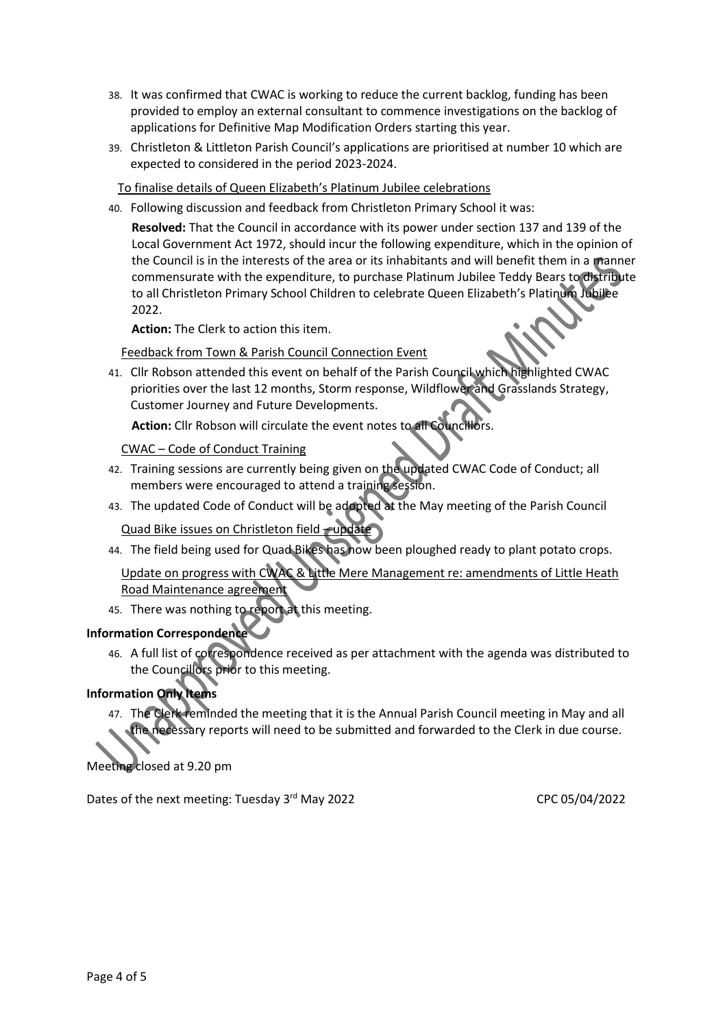38. It was confirmed that CWAC is working to reduce the current backlog, funding has been provided to employ an external consultant to commence investigations on the backlog of applications for Definitive Map Modification Orders starting this year.
39. Christleton & Littleton Parish Council's applications are prioritised at number 10 which are expected to considered in the period 2023-2024.

To finalise details of Queen Elizabeth's Platinum Jubilee celebrations

40. Following discussion and feedback from Christleton Primary School it was:

    **Resolved:** That the Council in accordance with its power under section 137 and 139 of the Local Government Act 1972, should incur the following expenditure, which in the opinion of the Council is in the interests of the area or its inhabitants and will benefit them in a manner commensurate with the expenditure, to purchase Platinum Jubilee Teddy Bears to distribute to all Christleton Primary School Children to celebrate Queen Elizabeth's Platinum Jubilee 2022.

    **Action:** The Clerk to action this item.

Feedback from Town & Parish Council Connection Event

41. Cllr Robson attended this event on behalf of the Parish Council which highlighted CWAC priorities over the last 12 months, Storm response, Wildflower and Grasslands Strategy, Customer Journey and Future Developments.

    **Action:** Cllr Robson will circulate the event notes to all Councillors.

CWAC – Code of Conduct Training

42. Training sessions are currently being given on the updated CWAC Code of Conduct; all members were encouraged to attend a training session.
43. The updated Code of Conduct will be adopted at the May meeting of the Parish Council

Quad Bike issues on Christleton field – update

44. The field being used for Quad Bikes has now been ploughed ready to plant potato crops.

Update on progress with CWAC & Little Mere Management re: amendments of Little Heath Road Maintenance agreement

45. There was nothing to report at this meeting.

**Information Correspondence**

46. A full list of correspondence received as per attachment with the agenda was distributed to the Councillors prior to this meeting.

**Information Only Items**

47. The Clerk reminded the meeting that it is the Annual Parish Council meeting in May and all the necessary reports will need to be submitted and forwarded to the Clerk in due course.

Meeting closed at 9.20 pm

Dates of the next meeting: Tuesday 3rd May 2022 CPC 05/04/2022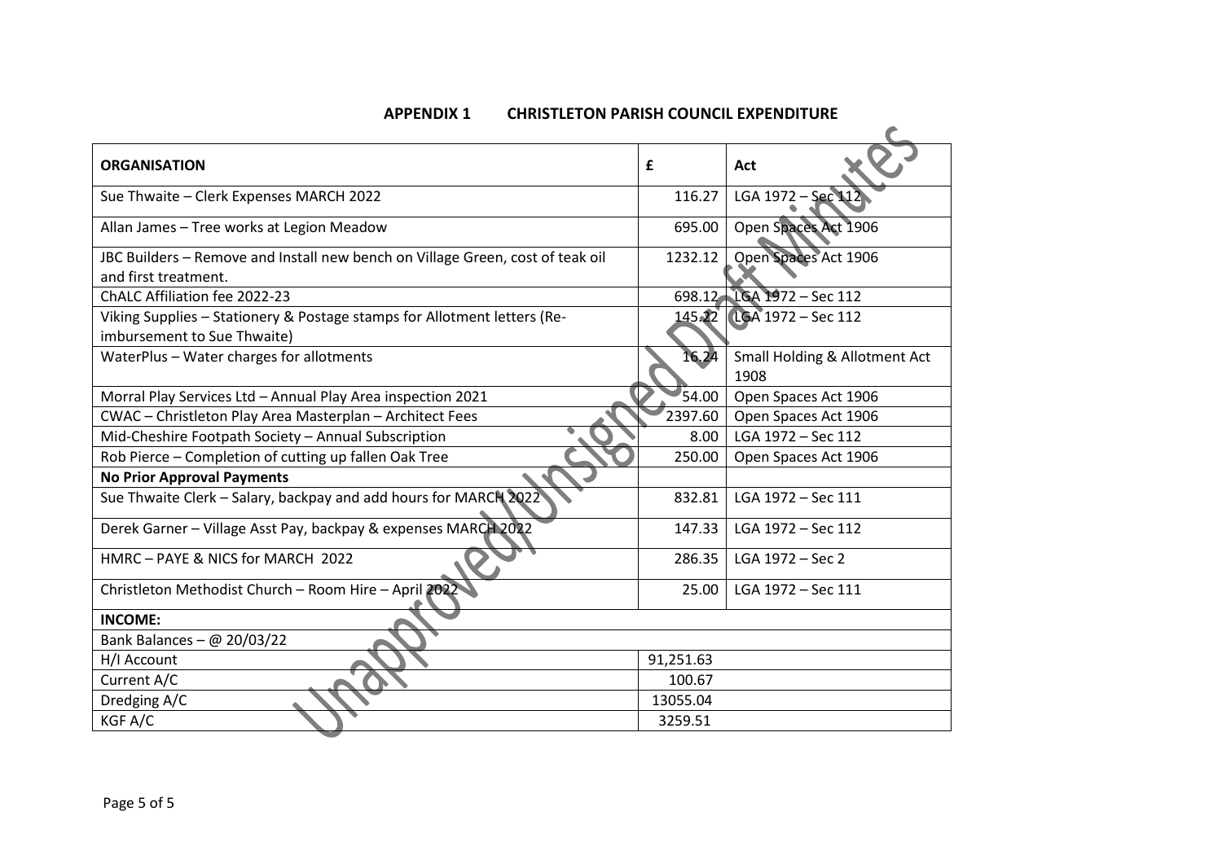## APPENDIX 1 CHRISTLETON PARISH COUNCIL EXPENDITURE

| ORGANISATION | £ | Act |
|---|---|---|
| Sue Thwaite – Clerk Expenses MARCH 2022 | 116.27 | LGA 1972 – Sec 112 |
| Allan James – Tree works at Legion Meadow | 695.00 | Open Spaces Act 1906 |
| JBC Builders – Remove and Install new bench on Village Green, cost of teak oil and first treatment. | 1232.12 | Open Spaces Act 1906 |
| ChALC Affiliation fee 2022-23 | 698.12 | LGA 1972 – Sec 112 |
| Viking Supplies – Stationery & Postage stamps for Allotment letters (Re-imbursement to Sue Thwaite) | 145.22 | LGA 1972 – Sec 112 |
| WaterPlus – Water charges for allotments | 16.24 | Small Holding & Allotment Act 1908 |
| Morral Play Services Ltd – Annual Play Area inspection 2021 | 54.00 | Open Spaces Act 1906 |
| CWAC – Christleton Play Area Masterplan – Architect Fees | 2397.60 | Open Spaces Act 1906 |
| Mid-Cheshire Footpath Society – Annual Subscription | 8.00 | LGA 1972 – Sec 112 |
| Rob Pierce – Completion of cutting up fallen Oak Tree | 250.00 | Open Spaces Act 1906 |
| **No Prior Approval Payments** | | |
| Sue Thwaite Clerk – Salary, backpay and add hours for MARCH 2022 | 832.81 | LGA 1972 – Sec 111 |
| Derek Garner – Village Asst Pay, backpay & expenses MARCH 2022 | 147.33 | LGA 1972 – Sec 112 |
| HMRC – PAYE & NICS for MARCH 2022 | 286.35 | LGA 1972 – Sec 2 |
| Christleton Methodist Church – Room Hire – April 2022 | 25.00 | LGA 1972 – Sec 111 |
| **INCOME:** | | |
| Bank Balances – @ 20/03/22 | | |
| H/I Account | 91,251.63 | |
| Current A/C | 100.67 | |
| Dredging A/C | 13055.04 | |
| KGF A/C | 3259.51 | |

Unapproved/Unsigned Draft Minutes